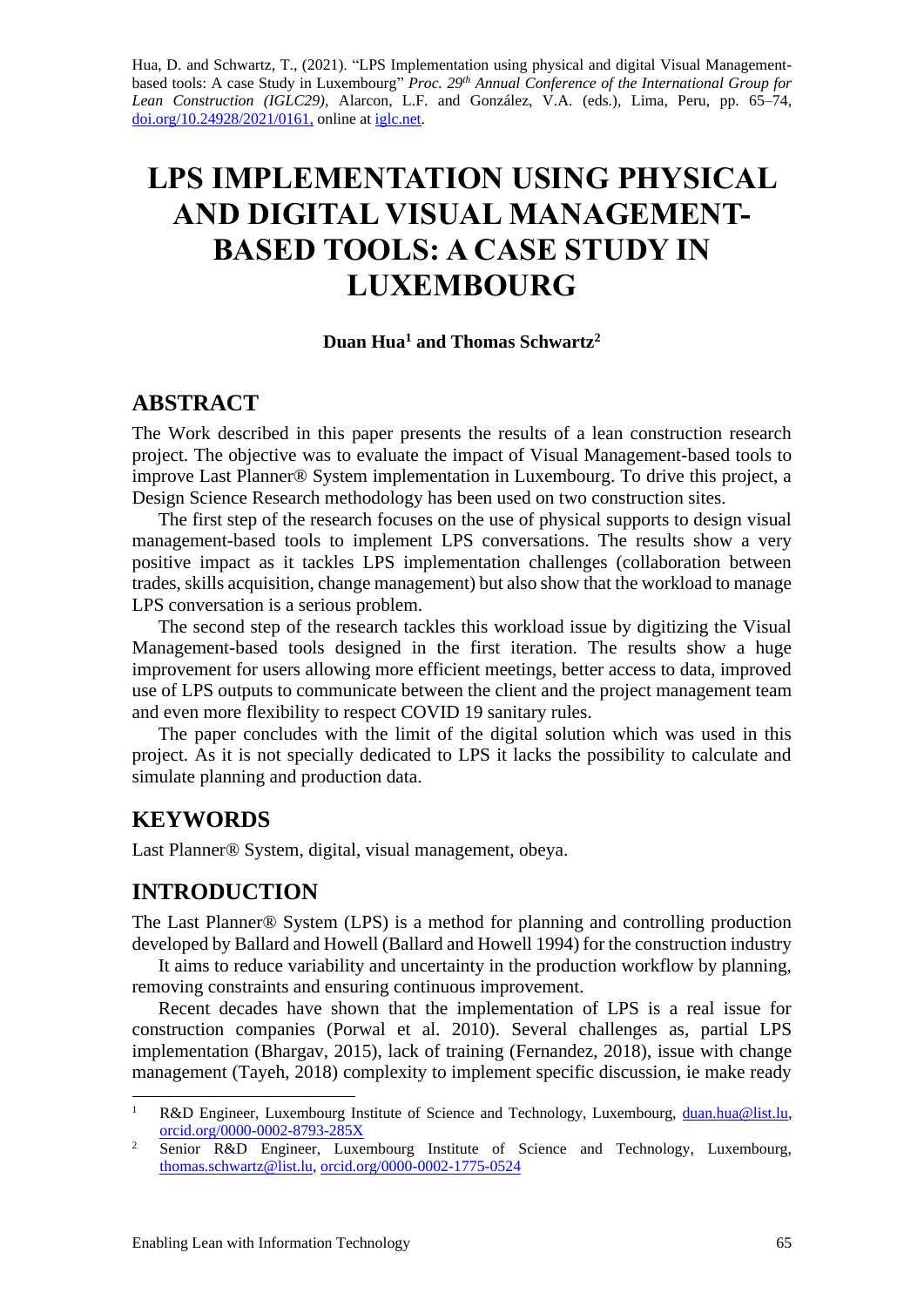Hua, D. and Schwartz, T., (2021). "LPS Implementation using physical and digital Visual Management-based tools: A case Study in Luxembourg" *Proc. 29th Annual Conference of the International Group for Lean Construction (IGLC29)*, Alarcon, L.F. and González, V.A. (eds.), Lima, Peru, pp. 65–74, doi.org/10.24928/2021/0161, online at iglc.net.

# LPS IMPLEMENTATION USING PHYSICAL AND DIGITAL VISUAL MANAGEMENT-BASED TOOLS: A CASE STUDY IN LUXEMBOURG

**Duan Hua[1] and Thomas Schwartz[2]**

## ABSTRACT

The Work described in this paper presents the results of a lean construction research project. The objective was to evaluate the impact of Visual Management-based tools to improve Last Planner® System implementation in Luxembourg. To drive this project, a Design Science Research methodology has been used on two construction sites.

The first step of the research focuses on the use of physical supports to design visual management-based tools to implement LPS conversations. The results show a very positive impact as it tackles LPS implementation challenges (collaboration between trades, skills acquisition, change management) but also show that the workload to manage LPS conversation is a serious problem.

The second step of the research tackles this workload issue by digitizing the Visual Management-based tools designed in the first iteration. The results show a huge improvement for users allowing more efficient meetings, better access to data, improved use of LPS outputs to communicate between the client and the project management team and even more flexibility to respect COVID 19 sanitary rules.

The paper concludes with the limit of the digital solution which was used in this project. As it is not specially dedicated to LPS it lacks the possibility to calculate and simulate planning and production data.

## KEYWORDS

Last Planner® System, digital, visual management, obeya.

## INTRODUCTION

The Last Planner® System (LPS) is a method for planning and controlling production developed by Ballard and Howell (Ballard and Howell 1994) for the construction industry

It aims to reduce variability and uncertainty in the production workflow by planning, removing constraints and ensuring continuous improvement.

Recent decades have shown that the implementation of LPS is a real issue for construction companies (Porwal et al. 2010). Several challenges as, partial LPS implementation (Bhargav, 2015), lack of training (Fernandez, 2018), issue with change management (Tayeh, 2018) complexity to implement specific discussion, ie make ready

---

[1] R&D Engineer, Luxembourg Institute of Science and Technology, Luxembourg, duan.hua@list.lu, orcid.org/0000-0002-8793-285X

[2] Senior R&D Engineer, Luxembourg Institute of Science and Technology, Luxembourg, thomas.schwartz@list.lu, orcid.org/0000-0002-1775-0524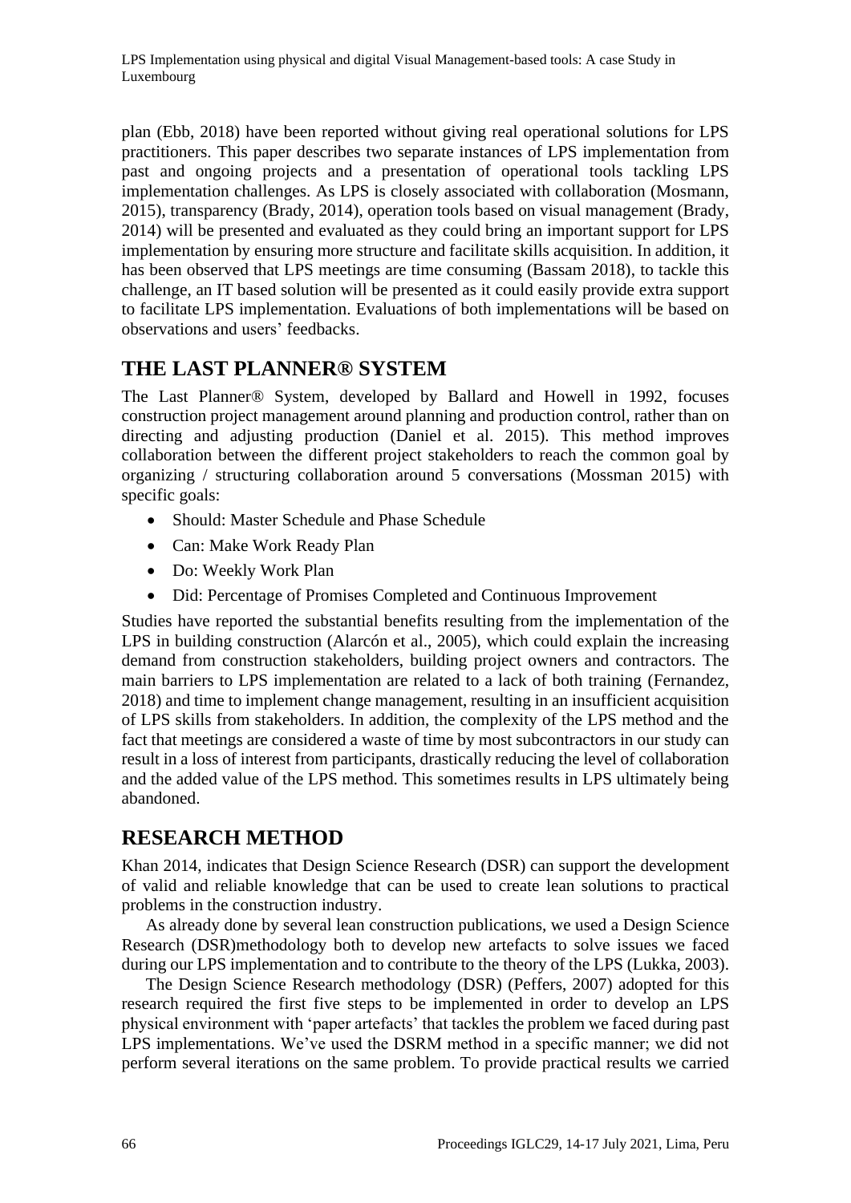plan (Ebb, 2018) have been reported without giving real operational solutions for LPS practitioners. This paper describes two separate instances of LPS implementation from past and ongoing projects and a presentation of operational tools tackling LPS implementation challenges. As LPS is closely associated with collaboration (Mosmann, 2015), transparency (Brady, 2014), operation tools based on visual management (Brady, 2014) will be presented and evaluated as they could bring an important support for LPS implementation by ensuring more structure and facilitate skills acquisition. In addition, it has been observed that LPS meetings are time consuming (Bassam 2018), to tackle this challenge, an IT based solution will be presented as it could easily provide extra support to facilitate LPS implementation. Evaluations of both implementations will be based on observations and users' feedbacks.

## THE LAST PLANNER® SYSTEM

The Last Planner® System, developed by Ballard and Howell in 1992, focuses construction project management around planning and production control, rather than on directing and adjusting production (Daniel et al. 2015). This method improves collaboration between the different project stakeholders to reach the common goal by organizing / structuring collaboration around 5 conversations (Mossman 2015) with specific goals:

- Should: Master Schedule and Phase Schedule
- Can: Make Work Ready Plan
- Do: Weekly Work Plan
- Did: Percentage of Promises Completed and Continuous Improvement

Studies have reported the substantial benefits resulting from the implementation of the LPS in building construction (Alarcón et al., 2005), which could explain the increasing demand from construction stakeholders, building project owners and contractors. The main barriers to LPS implementation are related to a lack of both training (Fernandez, 2018) and time to implement change management, resulting in an insufficient acquisition of LPS skills from stakeholders. In addition, the complexity of the LPS method and the fact that meetings are considered a waste of time by most subcontractors in our study can result in a loss of interest from participants, drastically reducing the level of collaboration and the added value of the LPS method. This sometimes results in LPS ultimately being abandoned.

## RESEARCH METHOD

Khan 2014, indicates that Design Science Research (DSR) can support the development of valid and reliable knowledge that can be used to create lean solutions to practical problems in the construction industry.

As already done by several lean construction publications, we used a Design Science Research (DSR)methodology both to develop new artefacts to solve issues we faced during our LPS implementation and to contribute to the theory of the LPS (Lukka, 2003).

The Design Science Research methodology (DSR) (Peffers, 2007) adopted for this research required the first five steps to be implemented in order to develop an LPS physical environment with 'paper artefacts' that tackles the problem we faced during past LPS implementations. We've used the DSRM method in a specific manner; we did not perform several iterations on the same problem. To provide practical results we carried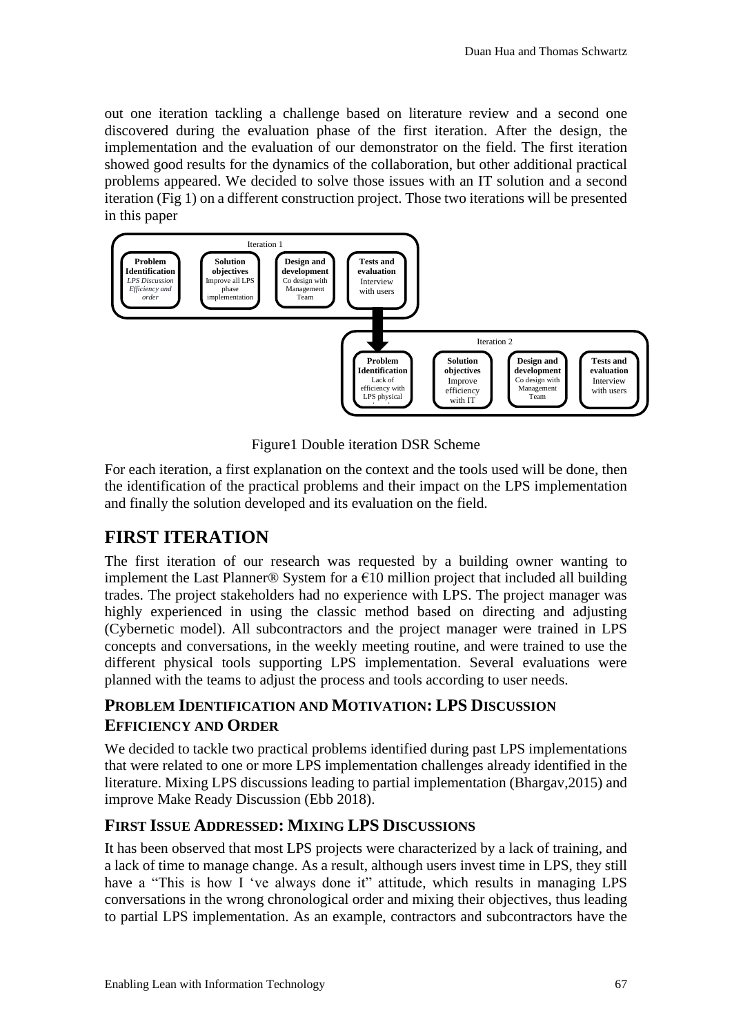out one iteration tackling a challenge based on literature review and a second one discovered during the evaluation phase of the first iteration. After the design, the implementation and the evaluation of our demonstrator on the field. The first iteration showed good results for the dynamics of the collaboration, but other additional practical problems appeared. We decided to solve those issues with an IT solution and a second iteration (Fig 1) on a different construction project. Those two iterations will be presented in this paper

Iteration 1

| Problem Identification | Solution objectives | Design and development | Tests and evaluation |
|---|---|---|---|
| *LPS Discussion Efficiency and order* | Improve all LPS phase implementation | Co design with Management Team | Interview with users |

Iteration 2

| Problem Identification | Solution objectives | Design and development | Tests and evaluation |
|---|---|---|---|
| Lack of efficiency with LPS physical | Improve efficiency with IT | Co design with Management Team | Interview with users |

Figure1 Double iteration DSR Scheme

For each iteration, a first explanation on the context and the tools used will be done, then the identification of the practical problems and their impact on the LPS implementation and finally the solution developed and its evaluation on the field.

# FIRST ITERATION

The first iteration of our research was requested by a building owner wanting to implement the Last Planner® System for a €10 million project that included all building trades. The project stakeholders had no experience with LPS. The project manager was highly experienced in using the classic method based on directing and adjusting (Cybernetic model). All subcontractors and the project manager were trained in LPS concepts and conversations, in the weekly meeting routine, and were trained to use the different physical tools supporting LPS implementation. Several evaluations were planned with the teams to adjust the process and tools according to user needs.

## PROBLEM IDENTIFICATION AND MOTIVATION: LPS DISCUSSION EFFICIENCY AND ORDER

We decided to tackle two practical problems identified during past LPS implementations that were related to one or more LPS implementation challenges already identified in the literature. Mixing LPS discussions leading to partial implementation (Bhargav,2015) and improve Make Ready Discussion (Ebb 2018).

## FIRST ISSUE ADDRESSED: MIXING LPS DISCUSSIONS

It has been observed that most LPS projects were characterized by a lack of training, and a lack of time to manage change. As a result, although users invest time in LPS, they still have a "This is how I 've always done it" attitude, which results in managing LPS conversations in the wrong chronological order and mixing their objectives, thus leading to partial LPS implementation. As an example, contractors and subcontractors have the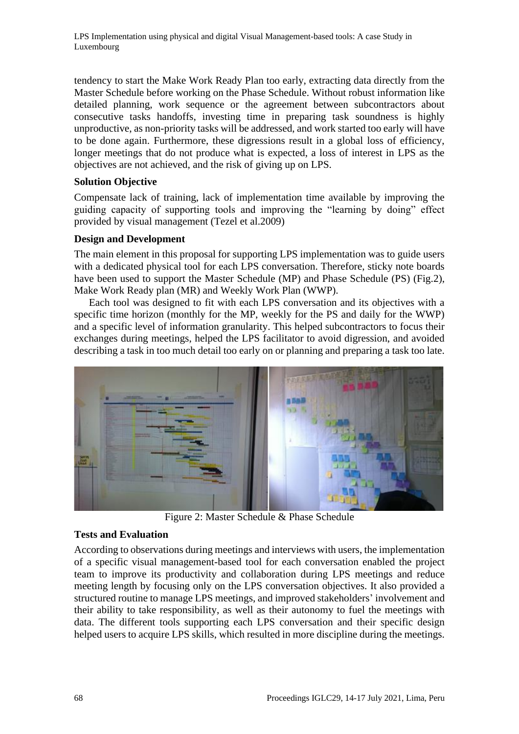tendency to start the Make Work Ready Plan too early, extracting data directly from the Master Schedule before working on the Phase Schedule. Without robust information like detailed planning, work sequence or the agreement between subcontractors about consecutive tasks handoffs, investing time in preparing task soundness is highly unproductive, as non-priority tasks will be addressed, and work started too early will have to be done again. Furthermore, these digressions result in a global loss of efficiency, longer meetings that do not produce what is expected, a loss of interest in LPS as the objectives are not achieved, and the risk of giving up on LPS.

**Solution Objective**

Compensate lack of training, lack of implementation time available by improving the guiding capacity of supporting tools and improving the "learning by doing" effect provided by visual management (Tezel et al.2009)

**Design and Development**

The main element in this proposal for supporting LPS implementation was to guide users with a dedicated physical tool for each LPS conversation. Therefore, sticky note boards have been used to support the Master Schedule (MP) and Phase Schedule (PS) (Fig.2), Make Work Ready plan (MR) and Weekly Work Plan (WWP).

Each tool was designed to fit with each LPS conversation and its objectives with a specific time horizon (monthly for the MP, weekly for the PS and daily for the WWP) and a specific level of information granularity. This helped subcontractors to focus their exchanges during meetings, helped the LPS facilitator to avoid digression, and avoided describing a task in too much detail too early on or planning and preparing a task too late.

Figure 2: Master Schedule & Phase Schedule

**Tests and Evaluation**

According to observations during meetings and interviews with users, the implementation of a specific visual management-based tool for each conversation enabled the project team to improve its productivity and collaboration during LPS meetings and reduce meeting length by focusing only on the LPS conversation objectives. It also provided a structured routine to manage LPS meetings, and improved stakeholders' involvement and their ability to take responsibility, as well as their autonomy to fuel the meetings with data. The different tools supporting each LPS conversation and their specific design helped users to acquire LPS skills, which resulted in more discipline during the meetings.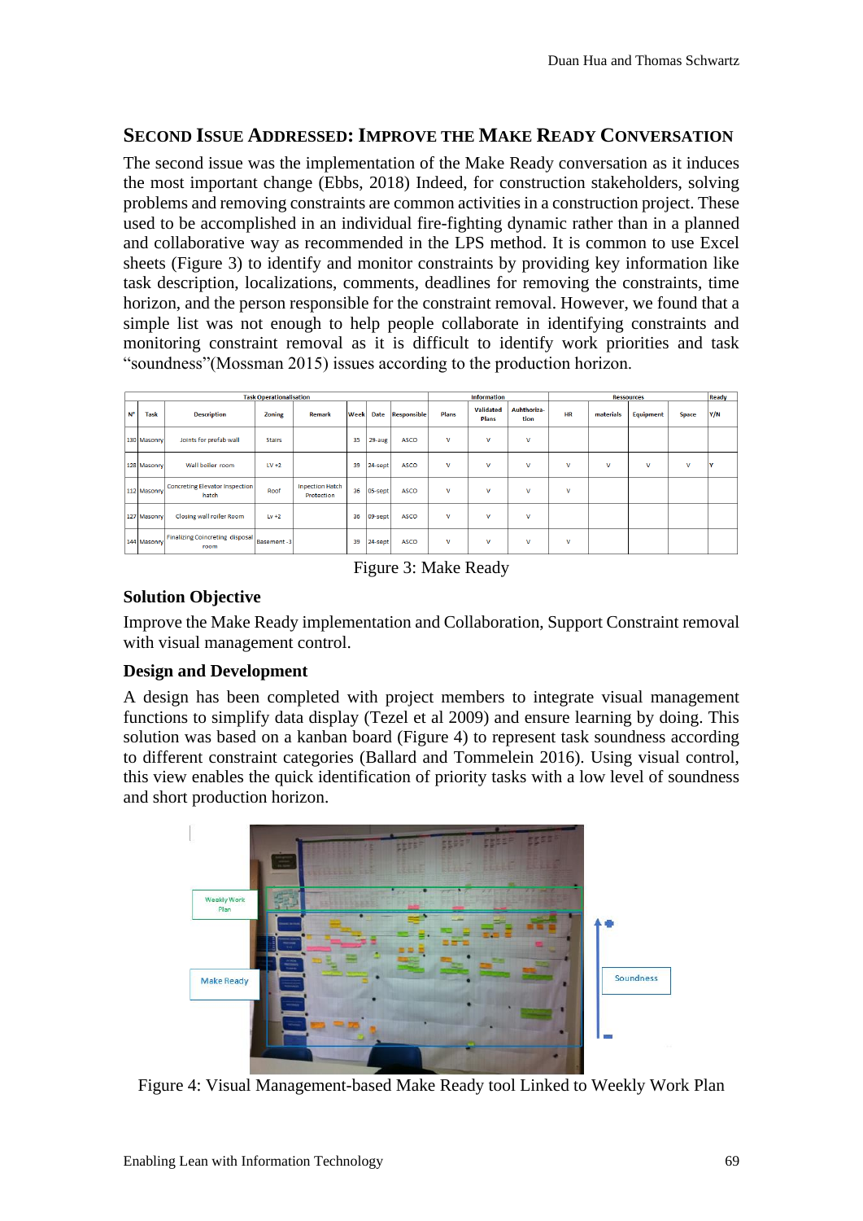## Second Issue Addressed: Improve the Make Ready Conversation

The second issue was the implementation of the Make Ready conversation as it induces the most important change (Ebbs, 2018) Indeed, for construction stakeholders, solving problems and removing constraints are common activities in a construction project. These used to be accomplished in an individual fire-fighting dynamic rather than in a planned and collaborative way as recommended in the LPS method. It is common to use Excel sheets (Figure 3) to identify and monitor constraints by providing key information like task description, localizations, comments, deadlines for removing the constraints, time horizon, and the person responsible for the constraint removal. However, we found that a simple list was not enough to help people collaborate in identifying constraints and monitoring constraint removal as it is difficult to identify work priorities and task "soundness"(Mossman 2015) issues according to the production horizon.

| Task Operationalisation | | | | | | | | Information | | | Ressources | | | | Ready |
|---|---|---|---|---|---|---|---|---|---|---|---|---|---|---|---|
| N° | Task | Description | Zoning | Remark | Week | Date | Responsible | Plans | Validated Plans | Authoriza-tion | HR | materials | Equipment | Space | Y/N |
| 130 | Masonry | Joints for prefab wall | Stairs | | 35 | 29-aug | ASCO | V | V | V | | | | | |
| 128 | Masonry | Wall boiler room | LV +2 | | 39 | 24-sept | ASCO | V | V | V | V | V | V | V | Y |
| 112 | Masonry | Concreting Elevator Inspection hatch | Roof | Inpection Hatch Protection | 36 | 05-sept | ASCO | V | V | V | V | | | | |
| 127 | Masonry | Closing wall roller Room | Lv +2 | | 36 | 09-sept | ASCO | V | V | V | | | | | |
| 144 | Masonry | Finalizing Coincreting disposal room | Basement -3 | | 39 | 24-sept | ASCO | V | V | V | V | | | | |

Figure 3: Make Ready

### Solution Objective

Improve the Make Ready implementation and Collaboration, Support Constraint removal with visual management control.

### Design and Development

A design has been completed with project members to integrate visual management functions to simplify data display (Tezel et al 2009) and ensure learning by doing. This solution was based on a kanban board (Figure 4) to represent task soundness according to different constraint categories (Ballard and Tommelein 2016). Using visual control, this view enables the quick identification of priority tasks with a low level of soundness and short production horizon.

Figure 4: Visual Management-based Make Ready tool Linked to Weekly Work Plan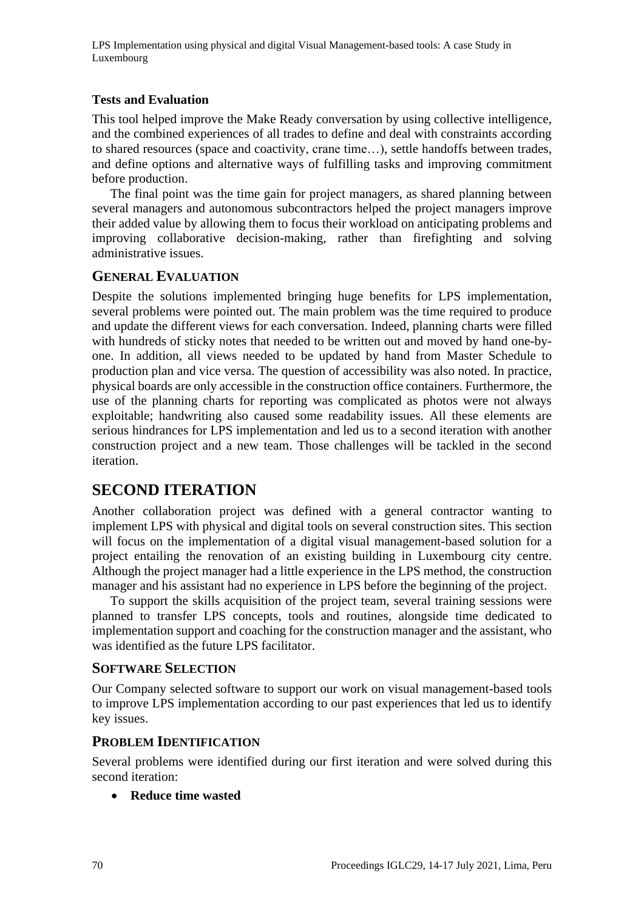### Tests and Evaluation

This tool helped improve the Make Ready conversation by using collective intelligence, and the combined experiences of all trades to define and deal with constraints according to shared resources (space and coactivity, crane time…), settle handoffs between trades, and define options and alternative ways of fulfilling tasks and improving commitment before production.

The final point was the time gain for project managers, as shared planning between several managers and autonomous subcontractors helped the project managers improve their added value by allowing them to focus their workload on anticipating problems and improving collaborative decision-making, rather than firefighting and solving administrative issues.

## General Evaluation

Despite the solutions implemented bringing huge benefits for LPS implementation, several problems were pointed out. The main problem was the time required to produce and update the different views for each conversation. Indeed, planning charts were filled with hundreds of sticky notes that needed to be written out and moved by hand one-by-one. In addition, all views needed to be updated by hand from Master Schedule to production plan and vice versa. The question of accessibility was also noted. In practice, physical boards are only accessible in the construction office containers. Furthermore, the use of the planning charts for reporting was complicated as photos were not always exploitable; handwriting also caused some readability issues. All these elements are serious hindrances for LPS implementation and led us to a second iteration with another construction project and a new team. Those challenges will be tackled in the second iteration.

# SECOND ITERATION

Another collaboration project was defined with a general contractor wanting to implement LPS with physical and digital tools on several construction sites. This section will focus on the implementation of a digital visual management-based solution for a project entailing the renovation of an existing building in Luxembourg city centre. Although the project manager had a little experience in the LPS method, the construction manager and his assistant had no experience in LPS before the beginning of the project.

To support the skills acquisition of the project team, several training sessions were planned to transfer LPS concepts, tools and routines, alongside time dedicated to implementation support and coaching for the construction manager and the assistant, who was identified as the future LPS facilitator.

## Software Selection

Our Company selected software to support our work on visual management-based tools to improve LPS implementation according to our past experiences that led us to identify key issues.

## Problem Identification

Several problems were identified during our first iteration and were solved during this second iteration:

- **Reduce time wasted**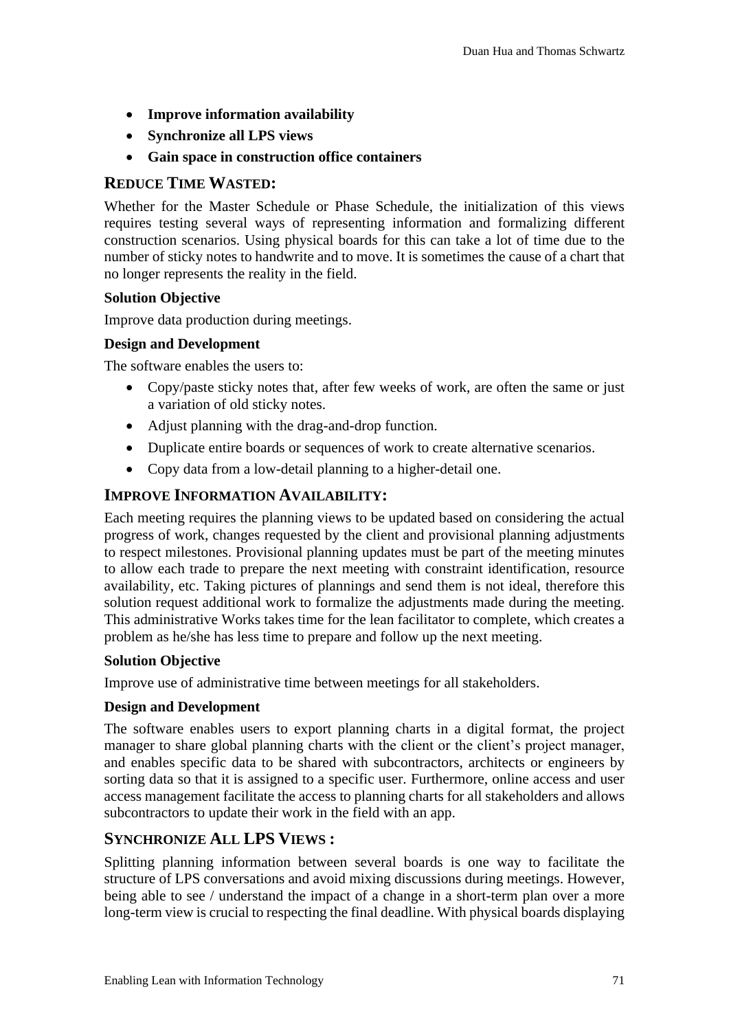- **Improve information availability**
- **Synchronize all LPS views**
- **Gain space in construction office containers**

## REDUCE TIME WASTED:

Whether for the Master Schedule or Phase Schedule, the initialization of this views requires testing several ways of representing information and formalizing different construction scenarios. Using physical boards for this can take a lot of time due to the number of sticky notes to handwrite and to move. It is sometimes the cause of a chart that no longer represents the reality in the field.

**Solution Objective**

Improve data production during meetings.

**Design and Development**

The software enables the users to:

- Copy/paste sticky notes that, after few weeks of work, are often the same or just a variation of old sticky notes.
- Adjust planning with the drag-and-drop function.
- Duplicate entire boards or sequences of work to create alternative scenarios.
- Copy data from a low-detail planning to a higher-detail one.

## IMPROVE INFORMATION AVAILABILITY:

Each meeting requires the planning views to be updated based on considering the actual progress of work, changes requested by the client and provisional planning adjustments to respect milestones. Provisional planning updates must be part of the meeting minutes to allow each trade to prepare the next meeting with constraint identification, resource availability, etc. Taking pictures of plannings and send them is not ideal, therefore this solution request additional work to formalize the adjustments made during the meeting. This administrative Works takes time for the lean facilitator to complete, which creates a problem as he/she has less time to prepare and follow up the next meeting.

**Solution Objective**

Improve use of administrative time between meetings for all stakeholders.

**Design and Development**

The software enables users to export planning charts in a digital format, the project manager to share global planning charts with the client or the client's project manager, and enables specific data to be shared with subcontractors, architects or engineers by sorting data so that it is assigned to a specific user. Furthermore, online access and user access management facilitate the access to planning charts for all stakeholders and allows subcontractors to update their work in the field with an app.

## SYNCHRONIZE ALL LPS VIEWS :

Splitting planning information between several boards is one way to facilitate the structure of LPS conversations and avoid mixing discussions during meetings. However, being able to see / understand the impact of a change in a short-term plan over a more long-term view is crucial to respecting the final deadline. With physical boards displaying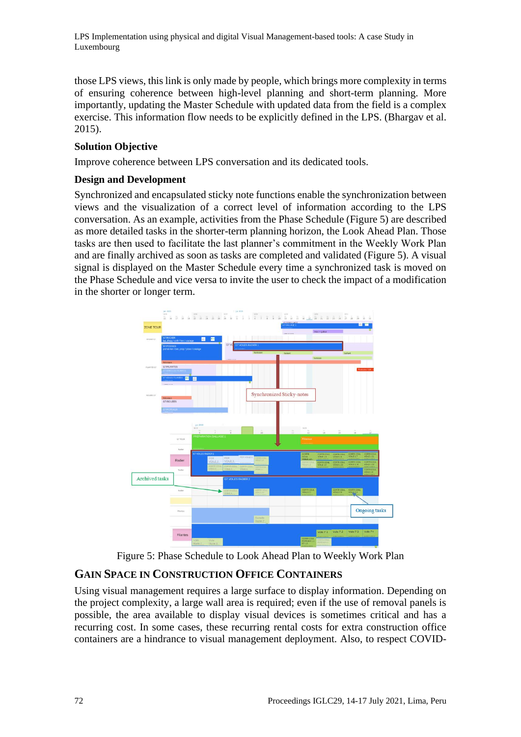those LPS views, this link is only made by people, which brings more complexity in terms of ensuring coherence between high-level planning and short-term planning. More importantly, updating the Master Schedule with updated data from the field is a complex exercise. This information flow needs to be explicitly defined in the LPS. (Bhargav et al. 2015).

### Solution Objective

Improve coherence between LPS conversation and its dedicated tools.

### Design and Development

Synchronized and encapsulated sticky note functions enable the synchronization between views and the visualization of a correct level of information according to the LPS conversation. As an example, activities from the Phase Schedule (Figure 5) are described as more detailed tasks in the shorter-term planning horizon, the Look Ahead Plan. Those tasks are then used to facilitate the last planner's commitment in the Weekly Work Plan and are finally archived as soon as tasks are completed and validated (Figure 5). A visual signal is displayed on the Master Schedule every time a synchronized task is moved on the Phase Schedule and vice versa to invite the user to check the impact of a modification in the shorter or longer term.

Figure 5: Phase Schedule to Look Ahead Plan to Weekly Work Plan

## GAIN SPACE IN CONSTRUCTION OFFICE CONTAINERS

Using visual management requires a large surface to display information. Depending on the project complexity, a large wall area is required; even if the use of removal panels is possible, the area available to display visual devices is sometimes critical and has a recurring cost. In some cases, these recurring rental costs for extra construction office containers are a hindrance to visual management deployment. Also, to respect COVID-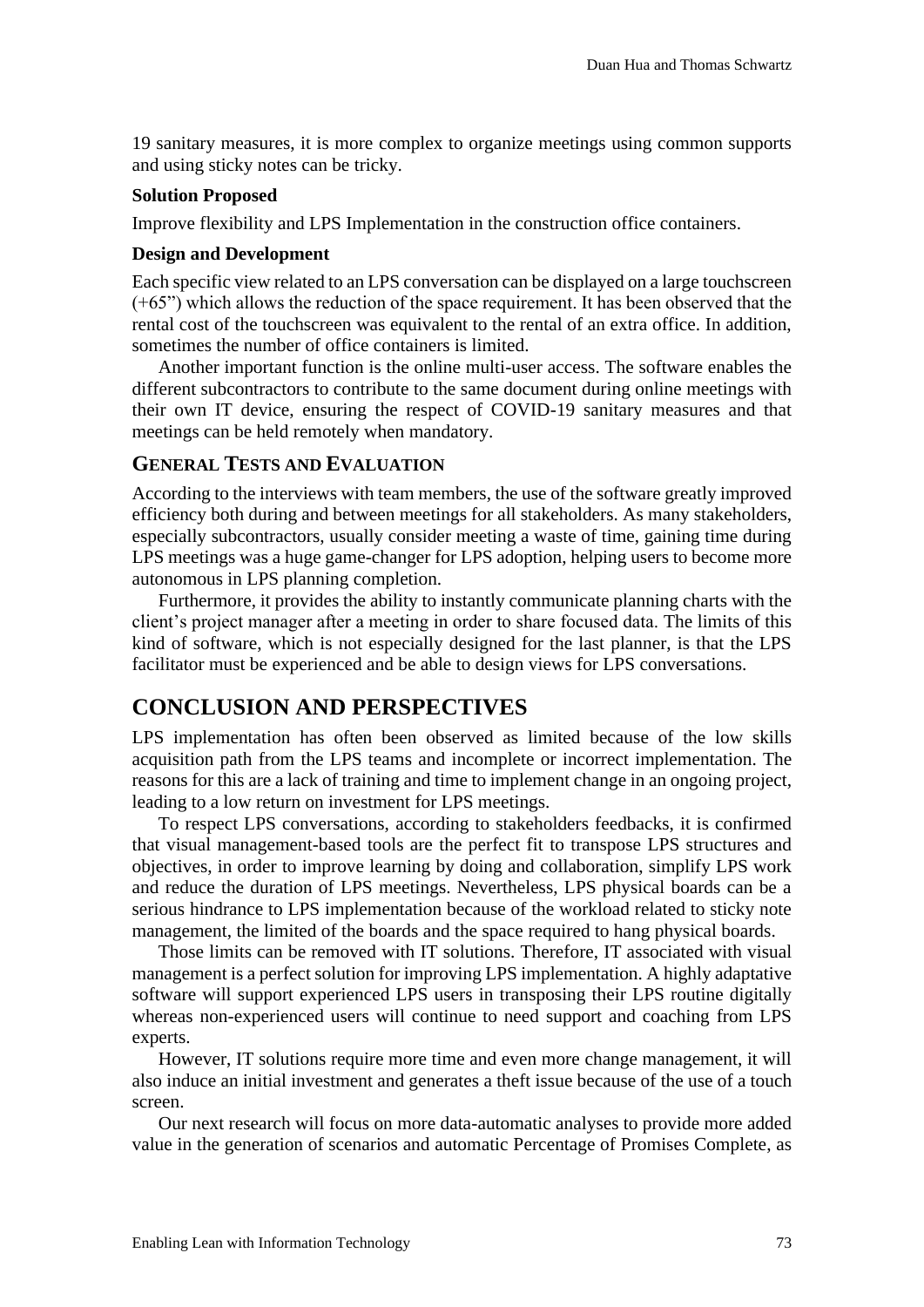19 sanitary measures, it is more complex to organize meetings using common supports and using sticky notes can be tricky.

#### Solution Proposed

Improve flexibility and LPS Implementation in the construction office containers.

#### Design and Development

Each specific view related to an LPS conversation can be displayed on a large touchscreen (+65") which allows the reduction of the space requirement. It has been observed that the rental cost of the touchscreen was equivalent to the rental of an extra office. In addition, sometimes the number of office containers is limited.

Another important function is the online multi-user access. The software enables the different subcontractors to contribute to the same document during online meetings with their own IT device, ensuring the respect of COVID-19 sanitary measures and that meetings can be held remotely when mandatory.

### General Tests and Evaluation

According to the interviews with team members, the use of the software greatly improved efficiency both during and between meetings for all stakeholders. As many stakeholders, especially subcontractors, usually consider meeting a waste of time, gaining time during LPS meetings was a huge game-changer for LPS adoption, helping users to become more autonomous in LPS planning completion.

Furthermore, it provides the ability to instantly communicate planning charts with the client's project manager after a meeting in order to share focused data. The limits of this kind of software, which is not especially designed for the last planner, is that the LPS facilitator must be experienced and be able to design views for LPS conversations.

## CONCLUSION AND PERSPECTIVES

LPS implementation has often been observed as limited because of the low skills acquisition path from the LPS teams and incomplete or incorrect implementation. The reasons for this are a lack of training and time to implement change in an ongoing project, leading to a low return on investment for LPS meetings.

To respect LPS conversations, according to stakeholders feedbacks, it is confirmed that visual management-based tools are the perfect fit to transpose LPS structures and objectives, in order to improve learning by doing and collaboration, simplify LPS work and reduce the duration of LPS meetings. Nevertheless, LPS physical boards can be a serious hindrance to LPS implementation because of the workload related to sticky note management, the limited of the boards and the space required to hang physical boards.

Those limits can be removed with IT solutions. Therefore, IT associated with visual management is a perfect solution for improving LPS implementation. A highly adaptative software will support experienced LPS users in transposing their LPS routine digitally whereas non-experienced users will continue to need support and coaching from LPS experts.

However, IT solutions require more time and even more change management, it will also induce an initial investment and generates a theft issue because of the use of a touch screen.

Our next research will focus on more data-automatic analyses to provide more added value in the generation of scenarios and automatic Percentage of Promises Complete, as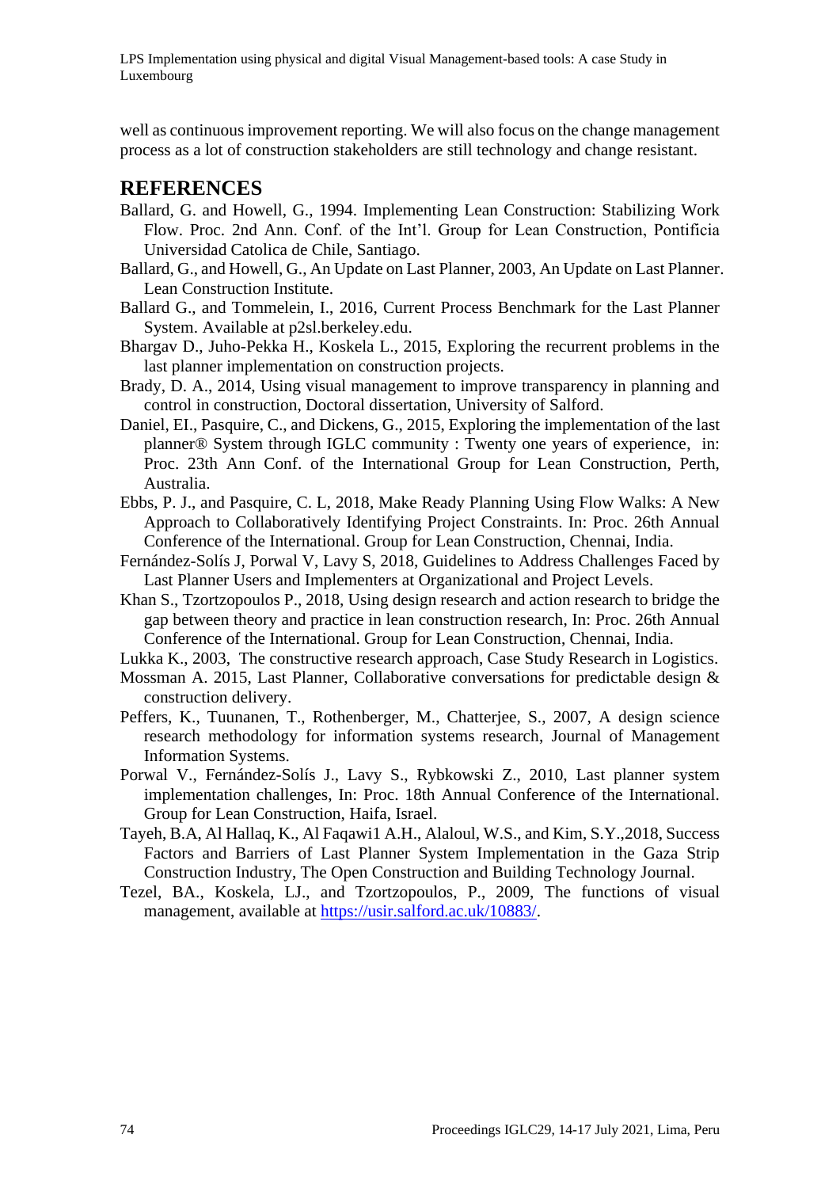well as continuous improvement reporting. We will also focus on the change management process as a lot of construction stakeholders are still technology and change resistant.

## REFERENCES

Ballard, G. and Howell, G., 1994. Implementing Lean Construction: Stabilizing Work Flow. Proc. 2nd Ann. Conf. of the Int'l. Group for Lean Construction, Pontificia Universidad Catolica de Chile, Santiago.

Ballard, G., and Howell, G., An Update on Last Planner, 2003, An Update on Last Planner. Lean Construction Institute.

Ballard G., and Tommelein, I., 2016, Current Process Benchmark for the Last Planner System. Available at p2sl.berkeley.edu.

Bhargav D., Juho-Pekka H., Koskela L., 2015, Exploring the recurrent problems in the last planner implementation on construction projects.

Brady, D. A., 2014, Using visual management to improve transparency in planning and control in construction, Doctoral dissertation, University of Salford.

Daniel, EI., Pasquire, C., and Dickens, G., 2015, Exploring the implementation of the last planner® System through IGLC community : Twenty one years of experience, in: Proc. 23th Ann Conf. of the International Group for Lean Construction, Perth, Australia.

Ebbs, P. J., and Pasquire, C. L, 2018, Make Ready Planning Using Flow Walks: A New Approach to Collaboratively Identifying Project Constraints. In: Proc. 26th Annual Conference of the International. Group for Lean Construction, Chennai, India.

Fernández-Solís J, Porwal V, Lavy S, 2018, Guidelines to Address Challenges Faced by Last Planner Users and Implementers at Organizational and Project Levels.

Khan S., Tzortzopoulos P., 2018, Using design research and action research to bridge the gap between theory and practice in lean construction research, In: Proc. 26th Annual Conference of the International. Group for Lean Construction, Chennai, India.

Lukka K., 2003, The constructive research approach, Case Study Research in Logistics.

Mossman A. 2015, Last Planner, Collaborative conversations for predictable design & construction delivery.

Peffers, K., Tuunanen, T., Rothenberger, M., Chatterjee, S., 2007, A design science research methodology for information systems research, Journal of Management Information Systems.

Porwal V., Fernández-Solís J., Lavy S., Rybkowski Z., 2010, Last planner system implementation challenges, In: Proc. 18th Annual Conference of the International. Group for Lean Construction, Haifa, Israel.

Tayeh, B.A, Al Hallaq, K., Al Faqawi1 A.H., Alaloul, W.S., and Kim, S.Y.,2018, Success Factors and Barriers of Last Planner System Implementation in the Gaza Strip Construction Industry, The Open Construction and Building Technology Journal.

Tezel, BA., Koskela, LJ., and Tzortzopoulos, P., 2009, The functions of visual management, available at https://usir.salford.ac.uk/10883/.